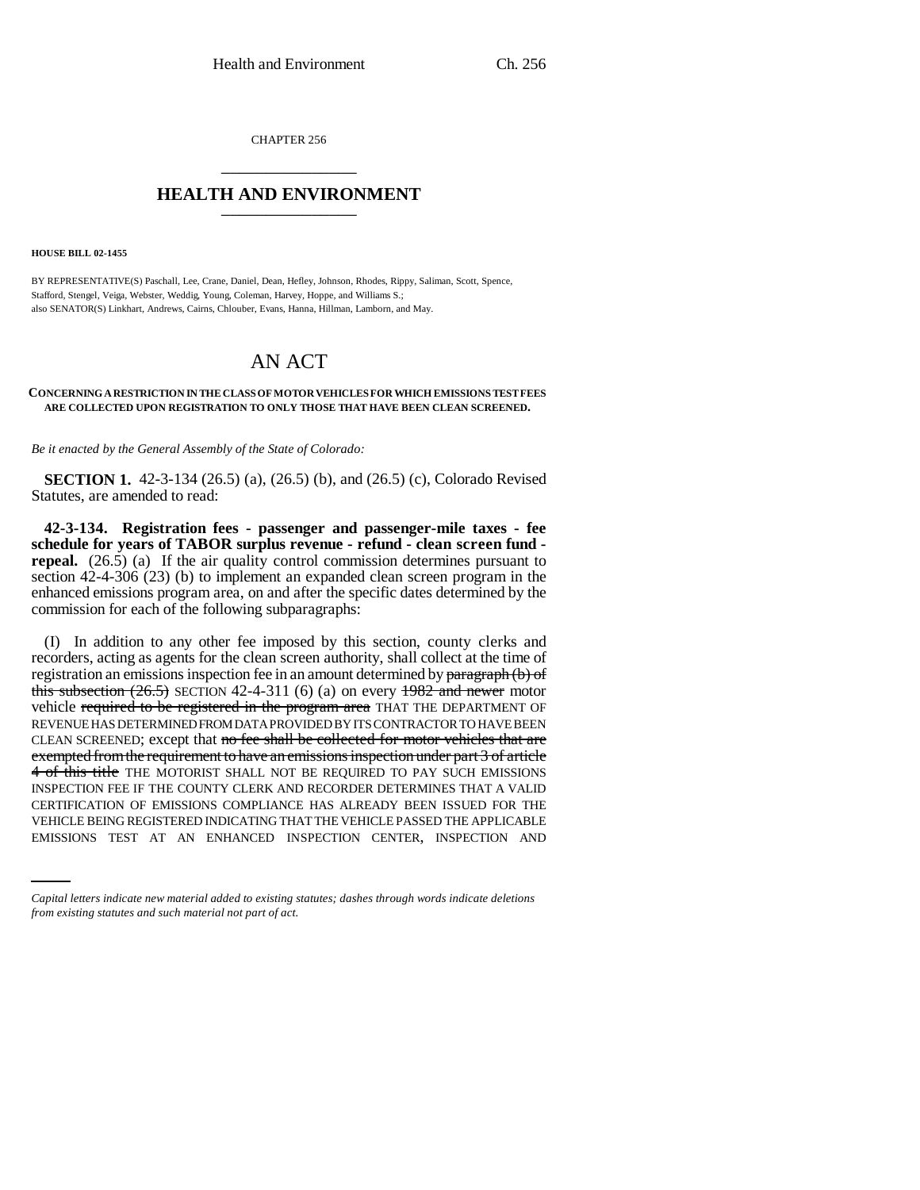CHAPTER 256

## HEALTH AND ENVIRONMENT

**HOUSE BILL 02-1455**

BY REPRESENTATIVE(S) Paschall, Lee, Crane, Daniel, Dean, Hefley, Johnson, Rhodes, Rippy, Saliman, Scott, Spence, Stafford, Stengel, Veiga, Webster, Weddig, Young, Coleman, Harvey, Hoppe, and Williams S.;
also SENATOR(S) Linkhart, Andrews, Cairns, Chlouber, Evans, Hanna, Hillman, Lamborn, and May.

# AN ACT

**CONCERNING A RESTRICTION IN THE CLASS OF MOTOR VEHICLES FOR WHICH EMISSIONS TEST FEES ARE COLLECTED UPON REGISTRATION TO ONLY THOSE THAT HAVE BEEN CLEAN SCREENED.**

*Be it enacted by the General Assembly of the State of Colorado:*

**SECTION 1.** 42-3-134 (26.5) (a), (26.5) (b), and (26.5) (c), Colorado Revised Statutes, are amended to read:

**42-3-134. Registration fees - passenger and passenger-mile taxes - fee schedule for years of TABOR surplus revenue - refund - clean screen fund - repeal.** (26.5) (a) If the air quality control commission determines pursuant to section 42-4-306 (23) (b) to implement an expanded clean screen program in the enhanced emissions program area, on and after the specific dates determined by the commission for each of the following subparagraphs:

(I) In addition to any other fee imposed by this section, county clerks and recorders, acting as agents for the clean screen authority, shall collect at the time of registration an emissions inspection fee in an amount determined by ~~paragraph (b) of this subsection (26.5)~~ SECTION 42-4-311 (6) (a) on every ~~1982 and newer~~ motor vehicle ~~required to be registered in the program area~~ THAT THE DEPARTMENT OF REVENUE HAS DETERMINED FROM DATA PROVIDED BY ITS CONTRACTOR TO HAVE BEEN CLEAN SCREENED; except that ~~no fee shall be collected for motor vehicles that are exempted from the requirement to have an emissions inspection under part 3 of article 4 of this title~~ THE MOTORIST SHALL NOT BE REQUIRED TO PAY SUCH EMISSIONS INSPECTION FEE IF THE COUNTY CLERK AND RECORDER DETERMINES THAT A VALID CERTIFICATION OF EMISSIONS COMPLIANCE HAS ALREADY BEEN ISSUED FOR THE VEHICLE BEING REGISTERED INDICATING THAT THE VEHICLE PASSED THE APPLICABLE EMISSIONS TEST AT AN ENHANCED INSPECTION CENTER, INSPECTION AND

*Capital letters indicate new material added to existing statutes; dashes through words indicate deletions from existing statutes and such material not part of act.*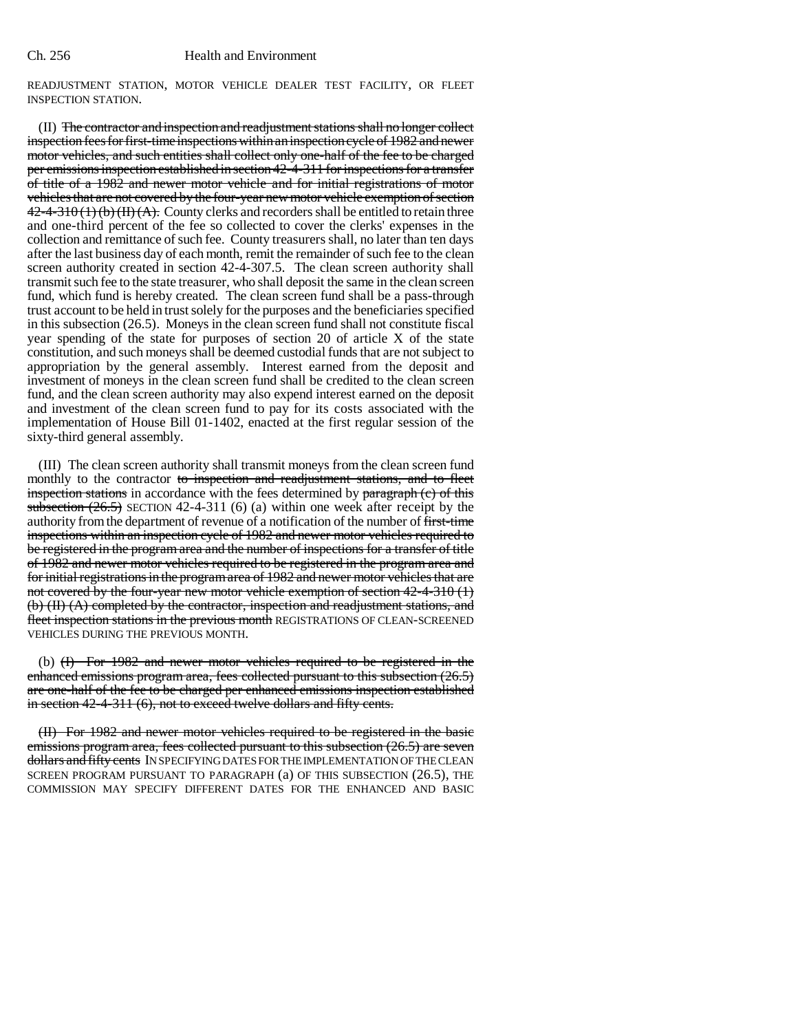READJUSTMENT STATION, MOTOR VEHICLE DEALER TEST FACILITY, OR FLEET INSPECTION STATION.

(II) ~~The contractor and inspection and readjustment stations shall no longer collect inspection fees for first-time inspections within an inspection cycle of 1982 and newer motor vehicles, and such entities shall collect only one-half of the fee to be charged per emissions inspection established in section 42-4-311 for inspections for a transfer of title of a 1982 and newer motor vehicle and for initial registrations of motor vehicles that are not covered by the four-year new motor vehicle exemption of section 42-4-310 (1) (b) (II) (A).~~ County clerks and recorders shall be entitled to retain three and one-third percent of the fee so collected to cover the clerks' expenses in the collection and remittance of such fee. County treasurers shall, no later than ten days after the last business day of each month, remit the remainder of such fee to the clean screen authority created in section 42-4-307.5. The clean screen authority shall transmit such fee to the state treasurer, who shall deposit the same in the clean screen fund, which fund is hereby created. The clean screen fund shall be a pass-through trust account to be held in trust solely for the purposes and the beneficiaries specified in this subsection (26.5). Moneys in the clean screen fund shall not constitute fiscal year spending of the state for purposes of section 20 of article X of the state constitution, and such moneys shall be deemed custodial funds that are not subject to appropriation by the general assembly. Interest earned from the deposit and investment of moneys in the clean screen fund shall be credited to the clean screen fund, and the clean screen authority may also expend interest earned on the deposit and investment of the clean screen fund to pay for its costs associated with the implementation of House Bill 01-1402, enacted at the first regular session of the sixty-third general assembly.

(III) The clean screen authority shall transmit moneys from the clean screen fund monthly to the contractor ~~to inspection and readjustment stations, and to fleet inspection stations~~ in accordance with the fees determined by ~~paragraph (c) of this subsection (26.5)~~ SECTION 42-4-311 (6) (a) within one week after receipt by the authority from the department of revenue of a notification of the number of ~~first-time inspections within an inspection cycle of 1982 and newer motor vehicles required to be registered in the program area and the number of inspections for a transfer of title of 1982 and newer motor vehicles required to be registered in the program area and for initial registrations in the program area of 1982 and newer motor vehicles that are not covered by the four-year new motor vehicle exemption of section 42-4-310 (1) (b) (II) (A) completed by the contractor, inspection and readjustment stations, and fleet inspection stations in the previous month~~ REGISTRATIONS OF CLEAN-SCREENED VEHICLES DURING THE PREVIOUS MONTH.

(b) ~~(I) For 1982 and newer motor vehicles required to be registered in the enhanced emissions program area, fees collected pursuant to this subsection (26.5) are one-half of the fee to be charged per enhanced emissions inspection established in section 42-4-311 (6), not to exceed twelve dollars and fifty cents.~~

~~(II) For 1982 and newer motor vehicles required to be registered in the basic emissions program area, fees collected pursuant to this subsection (26.5) are seven dollars and fifty cents~~ IN SPECIFYING DATES FOR THE IMPLEMENTATION OF THE CLEAN SCREEN PROGRAM PURSUANT TO PARAGRAPH (a) OF THIS SUBSECTION (26.5), THE COMMISSION MAY SPECIFY DIFFERENT DATES FOR THE ENHANCED AND BASIC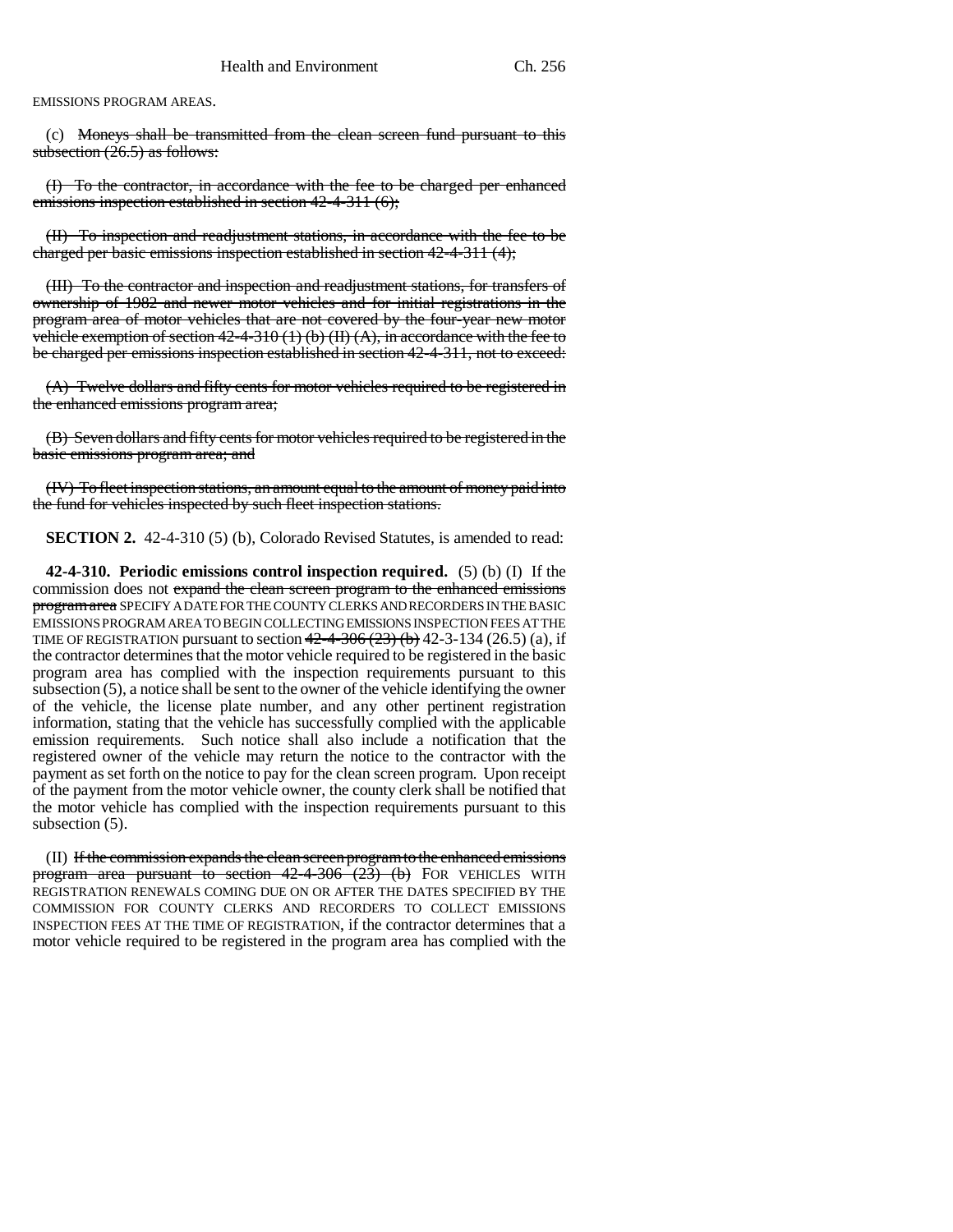EMISSIONS PROGRAM AREAS.

(c) ~~Moneys shall be transmitted from the clean screen fund pursuant to this subsection (26.5) as follows:~~

~~(I) To the contractor, in accordance with the fee to be charged per enhanced emissions inspection established in section 42-4-311 (6);~~

~~(II) To inspection and readjustment stations, in accordance with the fee to be charged per basic emissions inspection established in section 42-4-311 (4);~~

~~(III) To the contractor and inspection and readjustment stations, for transfers of ownership of 1982 and newer motor vehicles and for initial registrations in the program area of motor vehicles that are not covered by the four-year new motor vehicle exemption of section 42-4-310 (1) (b) (II) (A), in accordance with the fee to be charged per emissions inspection established in section 42-4-311, not to exceed:~~

~~(A) Twelve dollars and fifty cents for motor vehicles required to be registered in the enhanced emissions program area;~~

~~(B) Seven dollars and fifty cents for motor vehicles required to be registered in the basic emissions program area; and~~

~~(IV) To fleet inspection stations, an amount equal to the amount of money paid into the fund for vehicles inspected by such fleet inspection stations.~~

**SECTION 2.** 42-4-310 (5) (b), Colorado Revised Statutes, is amended to read:

**42-4-310. Periodic emissions control inspection required.** (5) (b) (I) If the commission does not ~~expand the clean screen program to the enhanced emissions program area~~ SPECIFY A DATE FOR THE COUNTY CLERKS AND RECORDERS IN THE BASIC EMISSIONS PROGRAM AREA TO BEGIN COLLECTING EMISSIONS INSPECTION FEES AT THE TIME OF REGISTRATION pursuant to section ~~42-4-306 (23) (b)~~ 42-3-134 (26.5) (a), if the contractor determines that the motor vehicle required to be registered in the basic program area has complied with the inspection requirements pursuant to this subsection (5), a notice shall be sent to the owner of the vehicle identifying the owner of the vehicle, the license plate number, and any other pertinent registration information, stating that the vehicle has successfully complied with the applicable emission requirements. Such notice shall also include a notification that the registered owner of the vehicle may return the notice to the contractor with the payment as set forth on the notice to pay for the clean screen program. Upon receipt of the payment from the motor vehicle owner, the county clerk shall be notified that the motor vehicle has complied with the inspection requirements pursuant to this subsection (5).

(II) ~~If the commission expands the clean screen program to the enhanced emissions program area pursuant to section 42-4-306 (23) (b)~~ FOR VEHICLES WITH REGISTRATION RENEWALS COMING DUE ON OR AFTER THE DATES SPECIFIED BY THE COMMISSION FOR COUNTY CLERKS AND RECORDERS TO COLLECT EMISSIONS INSPECTION FEES AT THE TIME OF REGISTRATION, if the contractor determines that a motor vehicle required to be registered in the program area has complied with the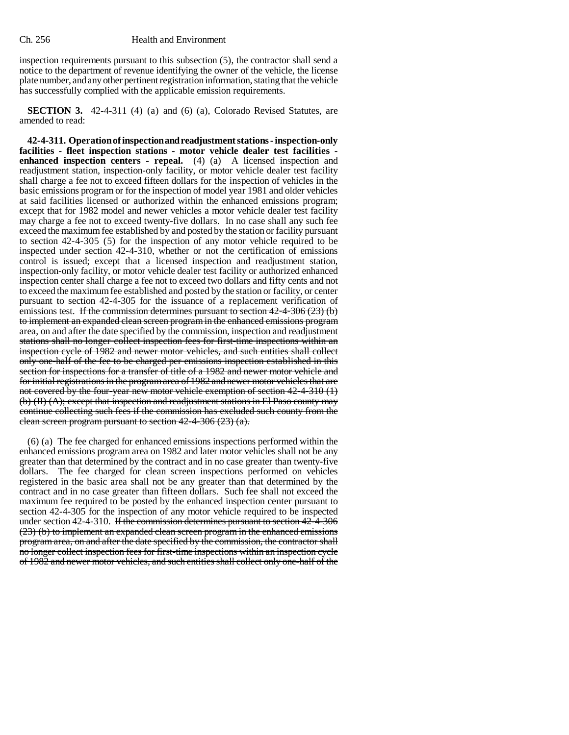inspection requirements pursuant to this subsection (5), the contractor shall send a notice to the department of revenue identifying the owner of the vehicle, the license plate number, and any other pertinent registration information, stating that the vehicle has successfully complied with the applicable emission requirements.

**SECTION 3.** 42-4-311 (4) (a) and (6) (a), Colorado Revised Statutes, are amended to read:

**42-4-311. Operation of inspection and readjustment stations - inspection-only facilities - fleet inspection stations - motor vehicle dealer test facilities - enhanced inspection centers - repeal.** (4) (a) A licensed inspection and readjustment station, inspection-only facility, or motor vehicle dealer test facility shall charge a fee not to exceed fifteen dollars for the inspection of vehicles in the basic emissions program or for the inspection of model year 1981 and older vehicles at said facilities licensed or authorized within the enhanced emissions program; except that for 1982 model and newer vehicles a motor vehicle dealer test facility may charge a fee not to exceed twenty-five dollars. In no case shall any such fee exceed the maximum fee established by and posted by the station or facility pursuant to section 42-4-305 (5) for the inspection of any motor vehicle required to be inspected under section 42-4-310, whether or not the certification of emissions control is issued; except that a licensed inspection and readjustment station, inspection-only facility, or motor vehicle dealer test facility or authorized enhanced inspection center shall charge a fee not to exceed two dollars and fifty cents and not to exceed the maximum fee established and posted by the station or facility, or center pursuant to section 42-4-305 for the issuance of a replacement verification of emissions test. ~~If the commission determines pursuant to section 42-4-306 (23) (b) to implement an expanded clean screen program in the enhanced emissions program area, on and after the date specified by the commission, inspection and readjustment stations shall no longer collect inspection fees for first-time inspections within an inspection cycle of 1982 and newer motor vehicles, and such entities shall collect only one-half of the fee to be charged per emissions inspection established in this section for inspections for a transfer of title of a 1982 and newer motor vehicle and for initial registrations in the program area of 1982 and newer motor vehicles that are not covered by the four-year new motor vehicle exemption of section 42-4-310 (1) (b) (II) (A); except that inspection and readjustment stations in El Paso county may continue collecting such fees if the commission has excluded such county from the clean screen program pursuant to section 42-4-306 (23) (a).~~

(6) (a) The fee charged for enhanced emissions inspections performed within the enhanced emissions program area on 1982 and later motor vehicles shall not be any greater than that determined by the contract and in no case greater than twenty-five dollars. The fee charged for clean screen inspections performed on vehicles registered in the basic area shall not be any greater than that determined by the contract and in no case greater than fifteen dollars. Such fee shall not exceed the maximum fee required to be posted by the enhanced inspection center pursuant to section 42-4-305 for the inspection of any motor vehicle required to be inspected under section 42-4-310. ~~If the commission determines pursuant to section 42-4-306 (23) (b) to implement an expanded clean screen program in the enhanced emissions program area, on and after the date specified by the commission, the contractor shall no longer collect inspection fees for first-time inspections within an inspection cycle of 1982 and newer motor vehicles, and such entities shall collect only one-half of the~~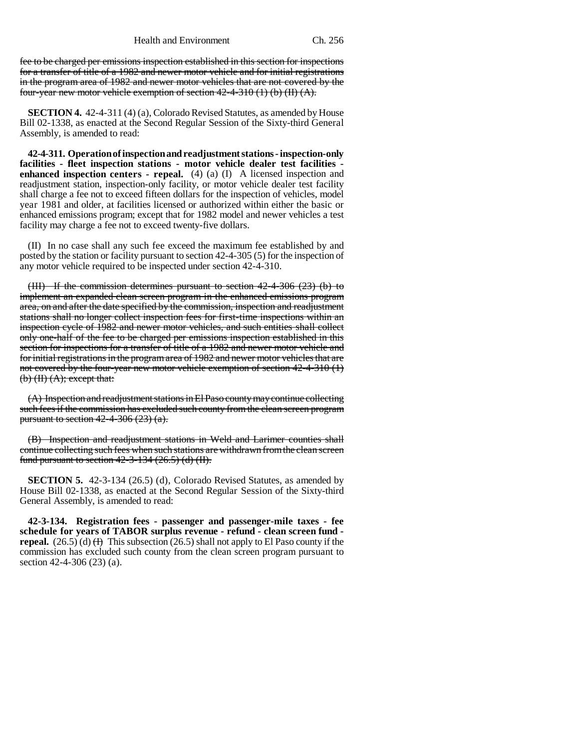fee to be charged per emissions inspection established in this section for inspections for a transfer of title of a 1982 and newer motor vehicle and for initial registrations in the program area of 1982 and newer motor vehicles that are not covered by the four-year new motor vehicle exemption of section 42-4-310 (1) (b) (II) (A).

**SECTION 4.** 42-4-311 (4) (a), Colorado Revised Statutes, as amended by House Bill 02-1338, as enacted at the Second Regular Session of the Sixty-third General Assembly, is amended to read:

**42-4-311. Operation of inspection and readjustment stations - inspection-only facilities - fleet inspection stations - motor vehicle dealer test facilities - enhanced inspection centers - repeal.** (4) (a) (I) A licensed inspection and readjustment station, inspection-only facility, or motor vehicle dealer test facility shall charge a fee not to exceed fifteen dollars for the inspection of vehicles, model year 1981 and older, at facilities licensed or authorized within either the basic or enhanced emissions program; except that for 1982 model and newer vehicles a test facility may charge a fee not to exceed twenty-five dollars.

(II) In no case shall any such fee exceed the maximum fee established by and posted by the station or facility pursuant to section 42-4-305 (5) for the inspection of any motor vehicle required to be inspected under section 42-4-310.

(III) If the commission determines pursuant to section 42-4-306 (23) (b) to implement an expanded clean screen program in the enhanced emissions program area, on and after the date specified by the commission, inspection and readjustment stations shall no longer collect inspection fees for first-time inspections within an inspection cycle of 1982 and newer motor vehicles, and such entities shall collect only one-half of the fee to be charged per emissions inspection established in this section for inspections for a transfer of title of a 1982 and newer motor vehicle and for initial registrations in the program area of 1982 and newer motor vehicles that are not covered by the four-year new motor vehicle exemption of section 42-4-310 (1) (b) (II) (A); except that:

(A) Inspection and readjustment stations in El Paso county may continue collecting such fees if the commission has excluded such county from the clean screen program pursuant to section 42-4-306 (23) (a).

(B) Inspection and readjustment stations in Weld and Larimer counties shall continue collecting such fees when such stations are withdrawn from the clean screen fund pursuant to section 42-3-134 (26.5) (d) (II).

**SECTION 5.** 42-3-134 (26.5) (d), Colorado Revised Statutes, as amended by House Bill 02-1338, as enacted at the Second Regular Session of the Sixty-third General Assembly, is amended to read:

**42-3-134. Registration fees - passenger and passenger-mile taxes - fee schedule for years of TABOR surplus revenue - refund - clean screen fund - repeal.** (26.5) (d) (I) This subsection (26.5) shall not apply to El Paso county if the commission has excluded such county from the clean screen program pursuant to section 42-4-306 (23) (a).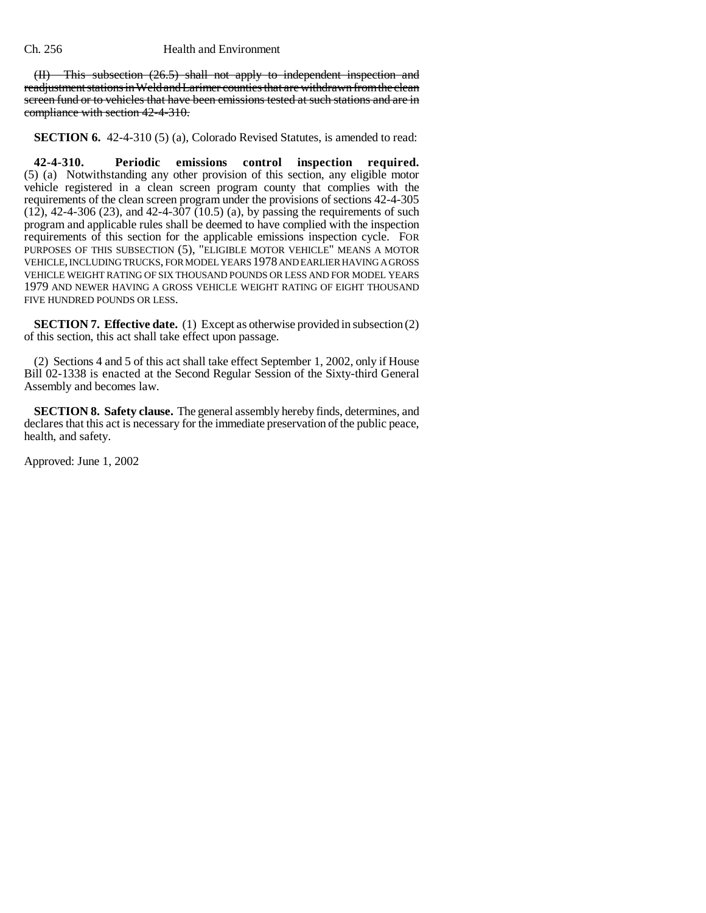~~(II) This subsection (26.5) shall not apply to independent inspection and readjustment stations in Weld and Larimer counties that are withdrawn from the clean screen fund or to vehicles that have been emissions tested at such stations and are in compliance with section 42-4-310.~~

**SECTION 6.** 42-4-310 (5) (a), Colorado Revised Statutes, is amended to read:

**42-4-310. Periodic emissions control inspection required.** (5) (a) Notwithstanding any other provision of this section, any eligible motor vehicle registered in a clean screen program county that complies with the requirements of the clean screen program under the provisions of sections 42-4-305 (12), 42-4-306 (23), and 42-4-307 (10.5) (a), by passing the requirements of such program and applicable rules shall be deemed to have complied with the inspection requirements of this section for the applicable emissions inspection cycle. FOR PURPOSES OF THIS SUBSECTION (5), "ELIGIBLE MOTOR VEHICLE" MEANS A MOTOR VEHICLE, INCLUDING TRUCKS, FOR MODEL YEARS 1978 AND EARLIER HAVING A GROSS VEHICLE WEIGHT RATING OF SIX THOUSAND POUNDS OR LESS AND FOR MODEL YEARS 1979 AND NEWER HAVING A GROSS VEHICLE WEIGHT RATING OF EIGHT THOUSAND FIVE HUNDRED POUNDS OR LESS.

**SECTION 7. Effective date.** (1) Except as otherwise provided in subsection (2) of this section, this act shall take effect upon passage.

(2) Sections 4 and 5 of this act shall take effect September 1, 2002, only if House Bill 02-1338 is enacted at the Second Regular Session of the Sixty-third General Assembly and becomes law.

**SECTION 8. Safety clause.** The general assembly hereby finds, determines, and declares that this act is necessary for the immediate preservation of the public peace, health, and safety.

Approved: June 1, 2002